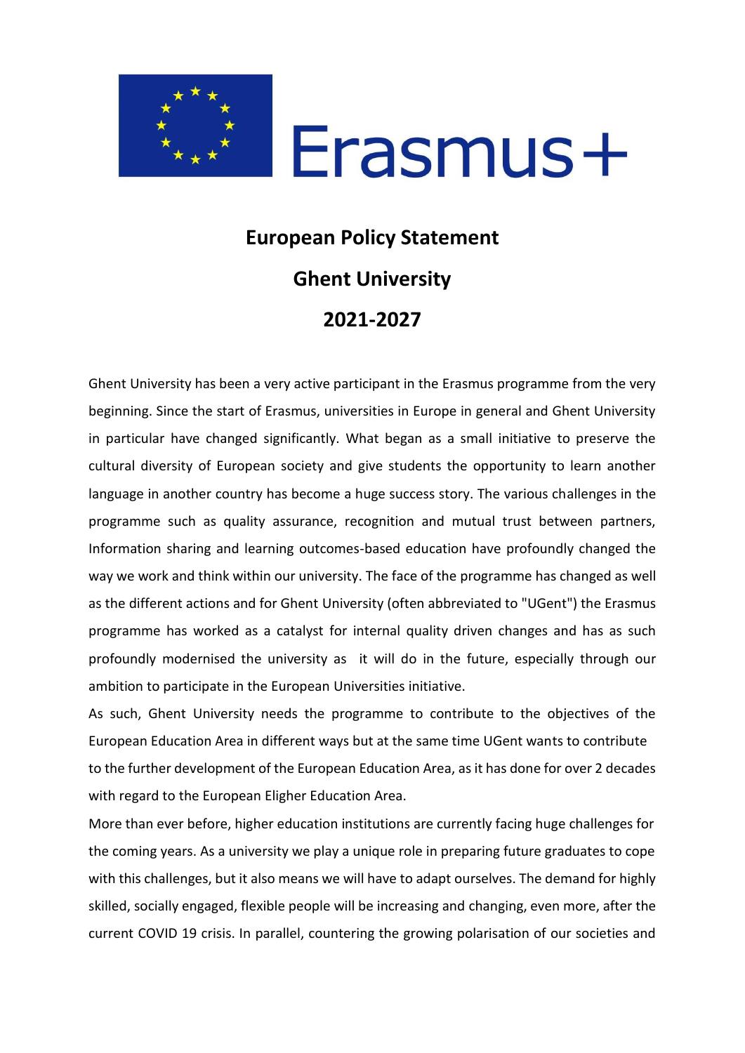Erasmus+

# European Policy Statement

# Ghent University

# 2021-2027

Ghent University has been a very active participant in the Erasmus programme from the very beginning. Since the start of Erasmus, universities in Europe in general and Ghent University in particular have changed significantly. What began as a small initiative to preserve the cultural diversity of European society and give students the opportunity to learn another language in another country has become a huge success story. The various challenges in the programme such as quality assurance, recognition and mutual trust between partners, Information sharing and learning outcomes-based education have profoundly changed the way we work and think within our university. The face of the programme has changed as well as the different actions and for Ghent University (often abbreviated to "UGent") the Erasmus programme has worked as a catalyst for internal quality driven changes and has as such profoundly modernised the university as it will do in the future, especially through our ambition to participate in the European Universities initiative.

As such, Ghent University needs the programme to contribute to the objectives of the European Education Area in different ways but at the same time UGent wants to contribute to the further development of the European Education Area, as it has done for over 2 decades with regard to the European Eligher Education Area.

More than ever before, higher education institutions are currently facing huge challenges for the coming years. As a university we play a unique role in preparing future graduates to cope with this challenges, but it also means we will have to adapt ourselves. The demand for highly skilled, socially engaged, flexible people will be increasing and changing, even more, after the current COVID 19 crisis. In parallel, countering the growing polarisation of our societies and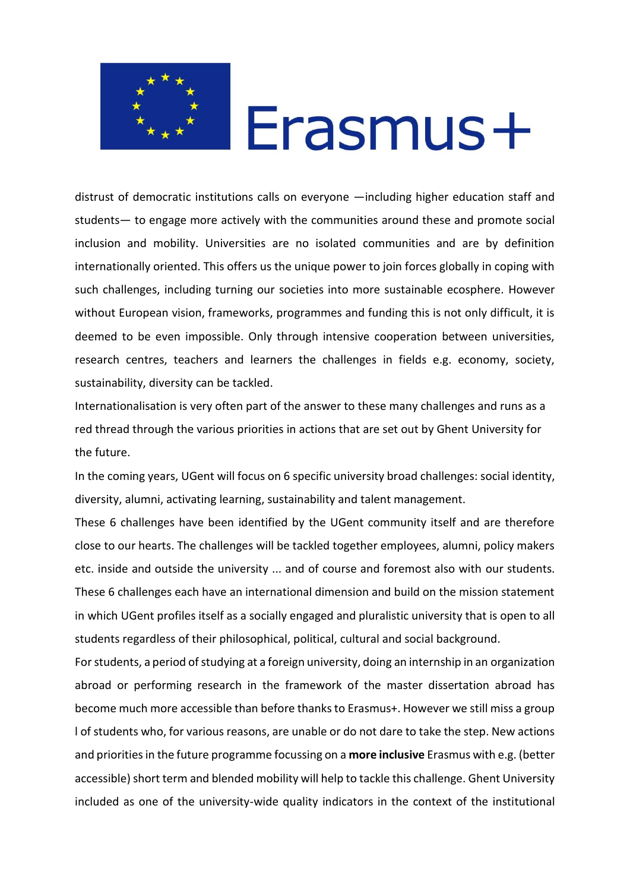distrust of democratic institutions calls on everyone —including higher education staff and students— to engage more actively with the communities around these and promote social inclusion and mobility. Universities are no isolated communities and are by definition internationally oriented. This offers us the unique power to join forces globally in coping with such challenges, including turning our societies into more sustainable ecosphere. However without European vision, frameworks, programmes and funding this is not only difficult, it is deemed to be even impossible. Only through intensive cooperation between universities, research centres, teachers and learners the challenges in fields e.g. economy, society, sustainability, diversity can be tackled.

Internationalisation is very often part of the answer to these many challenges and runs as a red thread through the various priorities in actions that are set out by Ghent University for the future.

In the coming years, UGent will focus on 6 specific university broad challenges: social identity, diversity, alumni, activating learning, sustainability and talent management.

These 6 challenges have been identified by the UGent community itself and are therefore close to our hearts. The challenges will be tackled together employees, alumni, policy makers etc. inside and outside the university ... and of course and foremost also with our students. These 6 challenges each have an international dimension and build on the mission statement in which UGent profiles itself as a socially engaged and pluralistic university that is open to all students regardless of their philosophical, political, cultural and social background.

For students, a period of studying at a foreign university, doing an internship in an organization abroad or performing research in the framework of the master dissertation abroad has become much more accessible than before thanks to Erasmus+. However we still miss a group l of students who, for various reasons, are unable or do not dare to take the step. New actions and priorities in the future programme focussing on a **more inclusive** Erasmus with e.g. (better accessible) short term and blended mobility will help to tackle this challenge. Ghent University included as one of the university-wide quality indicators in the context of the institutional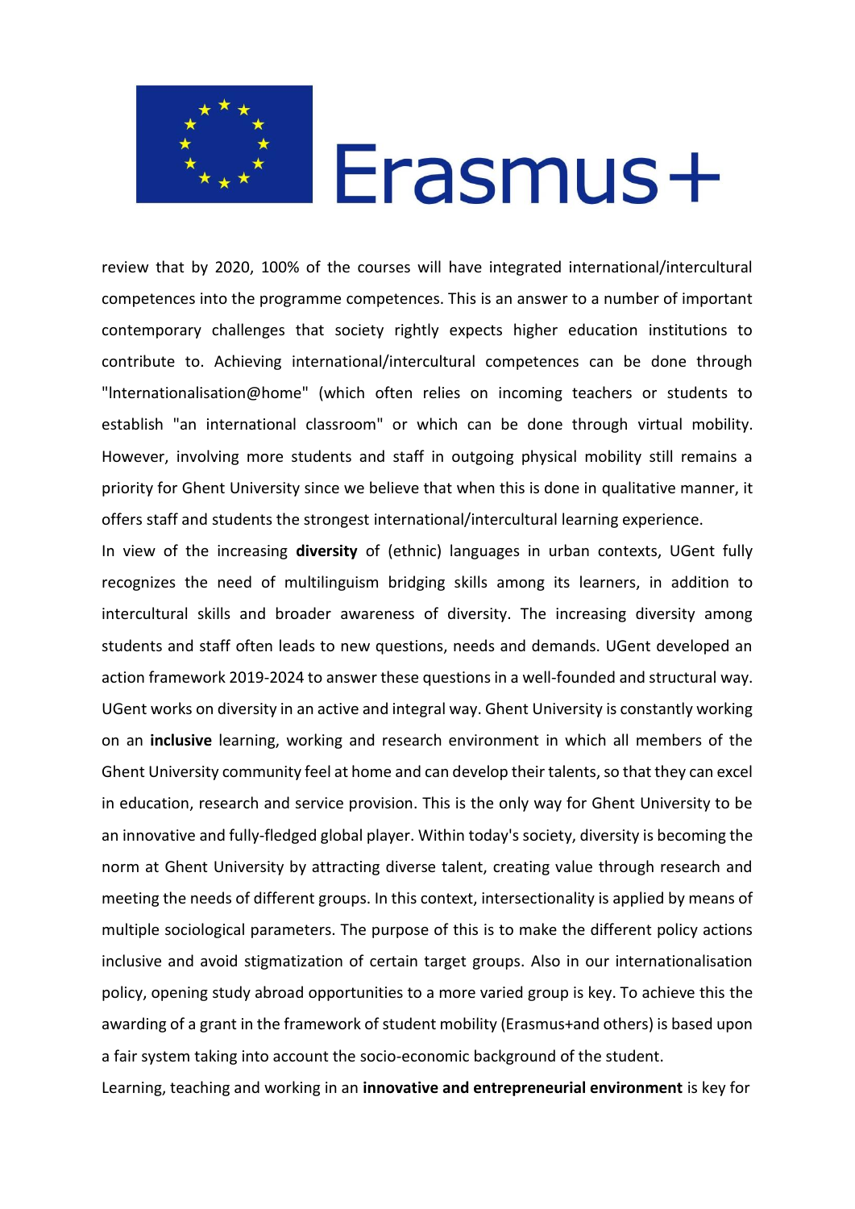review that by 2020, 100% of the courses will have integrated international/intercultural competences into the programme competences. This is an answer to a number of important contemporary challenges that society rightly expects higher education institutions to contribute to. Achieving international/intercultural competences can be done through "Internationalisation@home" (which often relies on incoming teachers or students to establish "an international classroom" or which can be done through virtual mobility. However, involving more students and staff in outgoing physical mobility still remains a priority for Ghent University since we believe that when this is done in qualitative manner, it offers staff and students the strongest international/intercultural learning experience.

In view of the increasing **diversity** of (ethnic) languages in urban contexts, UGent fully recognizes the need of multilinguism bridging skills among its learners, in addition to intercultural skills and broader awareness of diversity. The increasing diversity among students and staff often leads to new questions, needs and demands. UGent developed an action framework 2019-2024 to answer these questions in a well-founded and structural way. UGent works on diversity in an active and integral way. Ghent University is constantly working on an **inclusive** learning, working and research environment in which all members of the Ghent University community feel at home and can develop their talents, so that they can excel in education, research and service provision. This is the only way for Ghent University to be an innovative and fully-fledged global player. Within today's society, diversity is becoming the norm at Ghent University by attracting diverse talent, creating value through research and meeting the needs of different groups. In this context, intersectionality is applied by means of multiple sociological parameters. The purpose of this is to make the different policy actions inclusive and avoid stigmatization of certain target groups. Also in our internationalisation policy, opening study abroad opportunities to a more varied group is key. To achieve this the awarding of a grant in the framework of student mobility (Erasmus+and others) is based upon a fair system taking into account the socio-economic background of the student.

Learning, teaching and working in an **innovative and entrepreneurial environment** is key for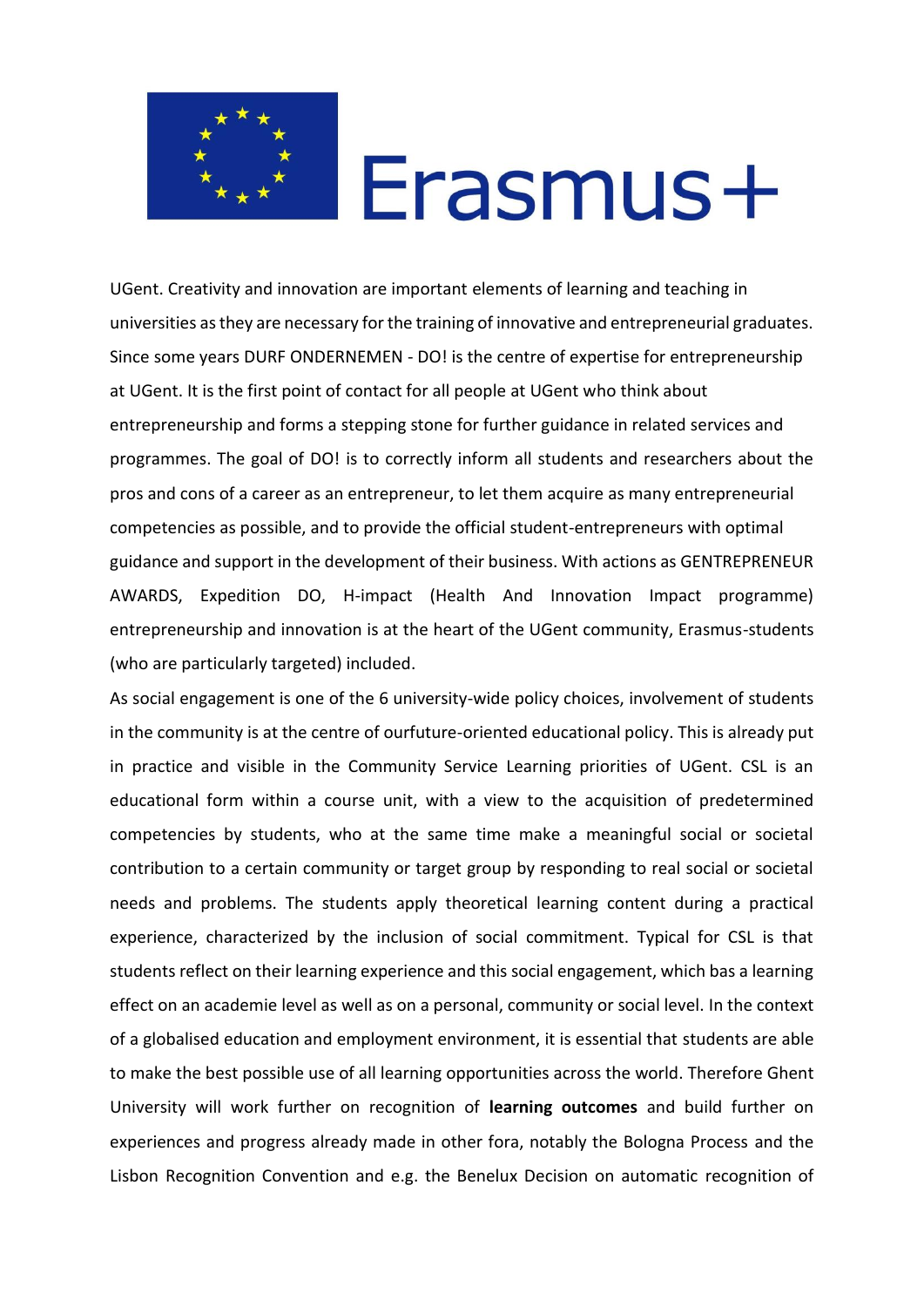UGent. Creativity and innovation are important elements of learning and teaching in universities as they are necessary for the training of innovative and entrepreneurial graduates. Since some years DURF ONDERNEMEN - DO! is the centre of expertise for entrepreneurship at UGent. It is the first point of contact for all people at UGent who think about entrepreneurship and forms a stepping stone for further guidance in related services and programmes. The goal of DO! is to correctly inform all students and researchers about the pros and cons of a career as an entrepreneur, to let them acquire as many entrepreneurial competencies as possible, and to provide the official student-entrepreneurs with optimal guidance and support in the development of their business. With actions as GENTREPRENEUR AWARDS, Expedition DO, H-impact (Health And Innovation Impact programme) entrepreneurship and innovation is at the heart of the UGent community, Erasmus-students (who are particularly targeted) included.

As social engagement is one of the 6 university-wide policy choices, involvement of students in the community is at the centre of ourfuture-oriented educational policy. This is already put in practice and visible in the Community Service Learning priorities of UGent. CSL is an educational form within a course unit, with a view to the acquisition of predetermined competencies by students, who at the same time make a meaningful social or societal contribution to a certain community or target group by responding to real social or societal needs and problems. The students apply theoretical learning content during a practical experience, characterized by the inclusion of social commitment. Typical for CSL is that students reflect on their learning experience and this social engagement, which bas a learning effect on an academie level as well as on a personal, community or social level. In the context of a globalised education and employment environment, it is essential that students are able to make the best possible use of all learning opportunities across the world. Therefore Ghent University will work further on recognition of **learning outcomes** and build further on experiences and progress already made in other fora, notably the Bologna Process and the Lisbon Recognition Convention and e.g. the Benelux Decision on automatic recognition of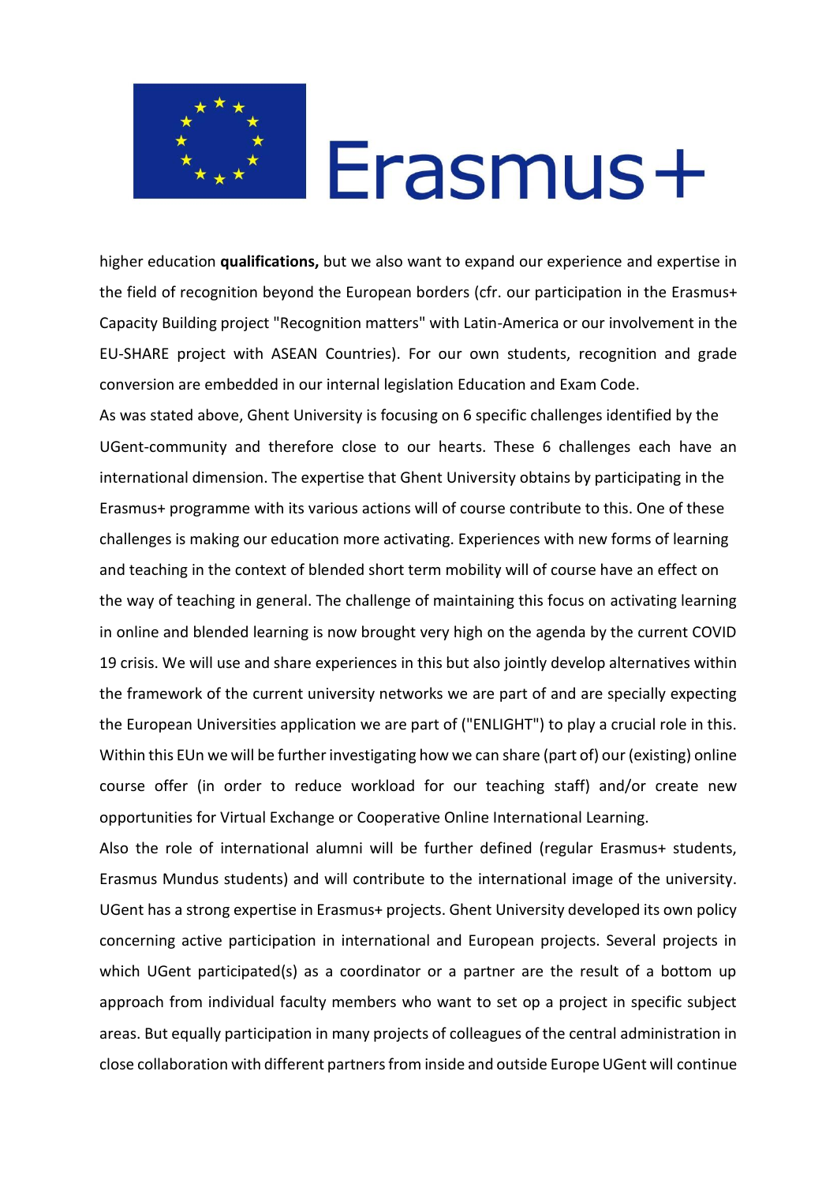higher education **qualifications,** but we also want to expand our experience and expertise in the field of recognition beyond the European borders (cfr. our participation in the Erasmus+ Capacity Building project "Recognition matters" with Latin-America or our involvement in the EU-SHARE project with ASEAN Countries). For our own students, recognition and grade conversion are embedded in our internal legislation Education and Exam Code.

As was stated above, Ghent University is focusing on 6 specific challenges identified by the UGent-community and therefore close to our hearts. These 6 challenges each have an international dimension. The expertise that Ghent University obtains by participating in the Erasmus+ programme with its various actions will of course contribute to this. One of these challenges is making our education more activating. Experiences with new forms of learning and teaching in the context of blended short term mobility will of course have an effect on the way of teaching in general. The challenge of maintaining this focus on activating learning in online and blended learning is now brought very high on the agenda by the current COVID 19 crisis. We will use and share experiences in this but also jointly develop alternatives within the framework of the current university networks we are part of and are specially expecting the European Universities application we are part of ("ENLIGHT") to play a crucial role in this. Within this EUn we will be further investigating how we can share (part of) our (existing) online course offer (in order to reduce workload for our teaching staff) and/or create new opportunities for Virtual Exchange or Cooperative Online International Learning.

Also the role of international alumni will be further defined (regular Erasmus+ students, Erasmus Mundus students) and will contribute to the international image of the university. UGent has a strong expertise in Erasmus+ projects. Ghent University developed its own policy concerning active participation in international and European projects. Several projects in which UGent participated(s) as a coordinator or a partner are the result of a bottom up approach from individual faculty members who want to set op a project in specific subject areas. But equally participation in many projects of colleagues of the central administration in close collaboration with different partners from inside and outside Europe UGent will continue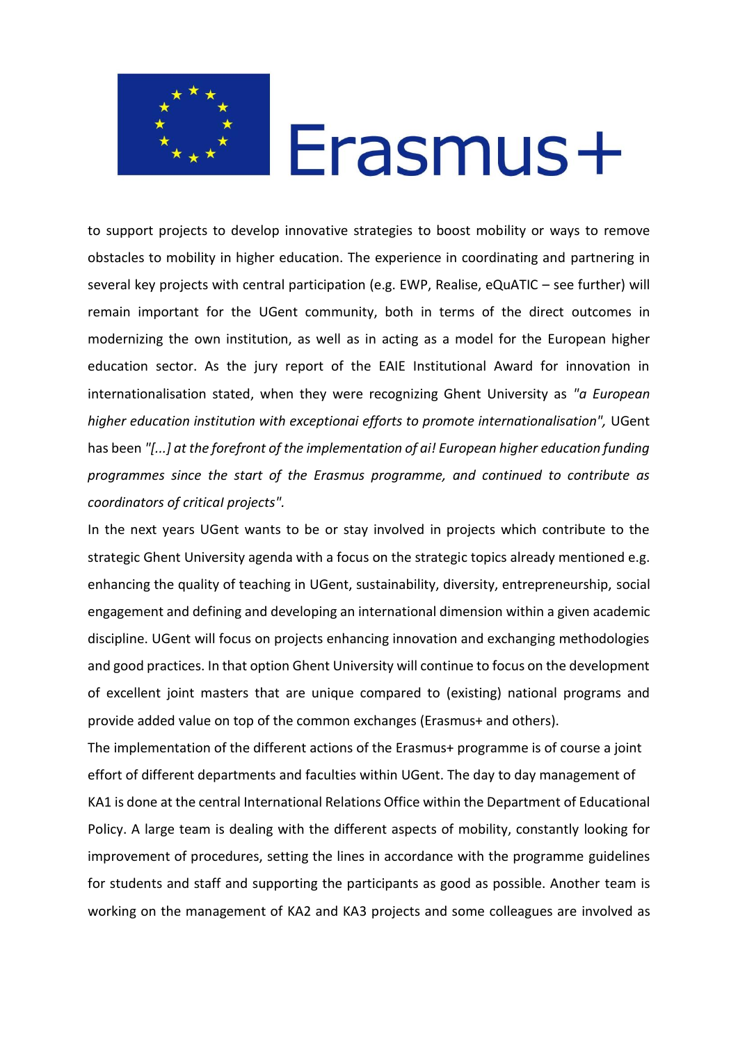to support projects to develop innovative strategies to boost mobility or ways to remove obstacles to mobility in higher education. The experience in coordinating and partnering in several key projects with central participation (e.g. EWP, Realise, eQuATIC – see further) will remain important for the UGent community, both in terms of the direct outcomes in modernizing the own institution, as well as in acting as a model for the European higher education sector. As the jury report of the EAIE Institutional Award for innovation in internationalisation stated, when they were recognizing Ghent University as *"a European higher education institution with exceptionai efforts to promote internationalisation",* UGent has been *"[...] at the forefront of the implementation of ai! European higher education funding programmes since the start of the Erasmus programme, and continued to contribute as coordinators of critical projects".*

In the next years UGent wants to be or stay involved in projects which contribute to the strategic Ghent University agenda with a focus on the strategic topics already mentioned e.g. enhancing the quality of teaching in UGent, sustainability, diversity, entrepreneurship, social engagement and defining and developing an international dimension within a given academic discipline. UGent will focus on projects enhancing innovation and exchanging methodologies and good practices. In that option Ghent University will continue to focus on the development of excellent joint masters that are unique compared to (existing) national programs and provide added value on top of the common exchanges (Erasmus+ and others).

The implementation of the different actions of the Erasmus+ programme is of course a joint effort of different departments and faculties within UGent. The day to day management of KA1 is done at the central International Relations Office within the Department of Educational Policy. A large team is dealing with the different aspects of mobility, constantly looking for improvement of procedures, setting the lines in accordance with the programme guidelines for students and staff and supporting the participants as good as possible. Another team is working on the management of KA2 and KA3 projects and some colleagues are involved as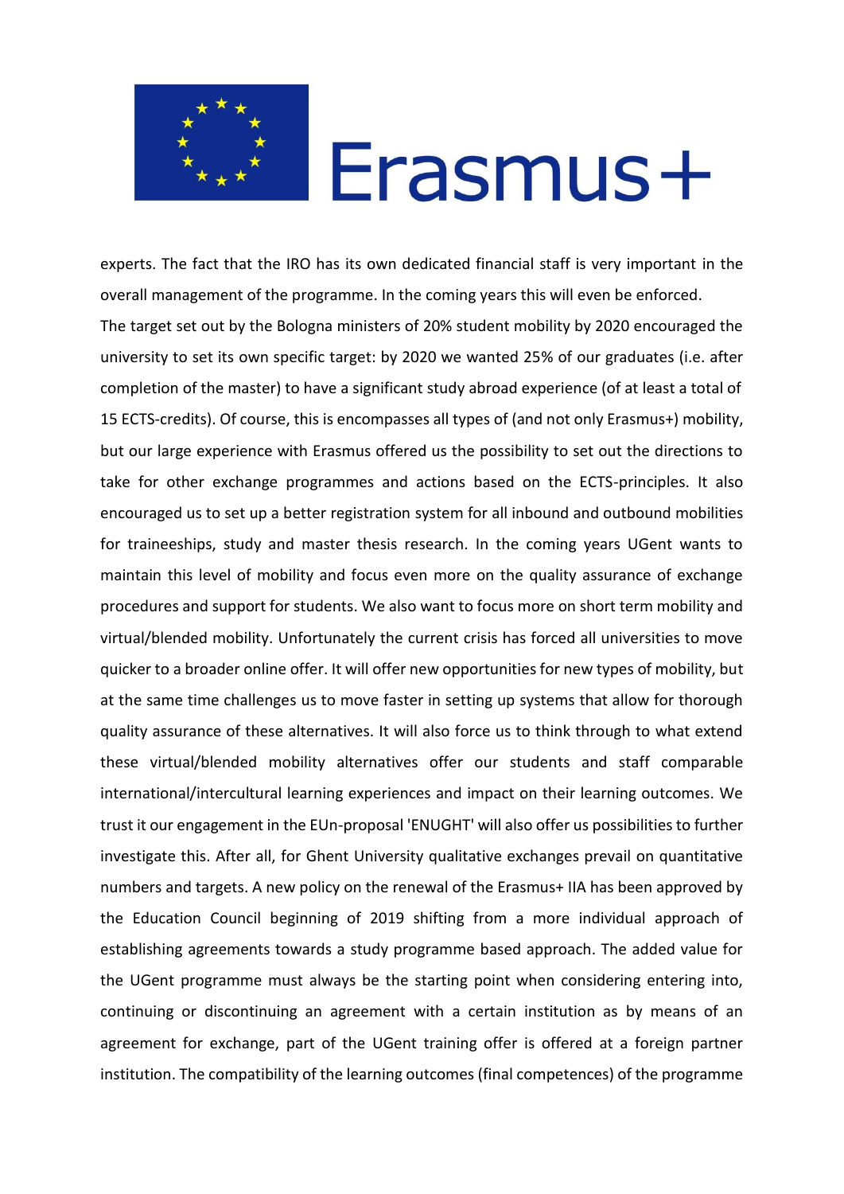experts. The fact that the IRO has its own dedicated financial staff is very important in the overall management of the programme. In the coming years this will even be enforced.

The target set out by the Bologna ministers of 20% student mobility by 2020 encouraged the university to set its own specific target: by 2020 we wanted 25% of our graduates (i.e. after completion of the master) to have a significant study abroad experience (of at least a total of 15 ECTS-credits). Of course, this is encompasses all types of (and not only Erasmus+) mobility, but our large experience with Erasmus offered us the possibility to set out the directions to take for other exchange programmes and actions based on the ECTS-principles. It also encouraged us to set up a better registration system for all inbound and outbound mobilities for traineeships, study and master thesis research. In the coming years UGent wants to maintain this level of mobility and focus even more on the quality assurance of exchange procedures and support for students. We also want to focus more on short term mobility and virtual/blended mobility. Unfortunately the current crisis has forced all universities to move quicker to a broader online offer. It will offer new opportunities for new types of mobility, but at the same time challenges us to move faster in setting up systems that allow for thorough quality assurance of these alternatives. It will also force us to think through to what extend these virtual/blended mobility alternatives offer our students and staff comparable international/intercultural learning experiences and impact on their learning outcomes. We trust it our engagement in the EUn-proposal 'ENUGHT' will also offer us possibilities to further investigate this. After all, for Ghent University qualitative exchanges prevail on quantitative numbers and targets. A new policy on the renewal of the Erasmus+ IIA has been approved by the Education Council beginning of 2019 shifting from a more individual approach of establishing agreements towards a study programme based approach. The added value for the UGent programme must always be the starting point when considering entering into, continuing or discontinuing an agreement with a certain institution as by means of an agreement for exchange, part of the UGent training offer is offered at a foreign partner institution. The compatibility of the learning outcomes (final competences) of the programme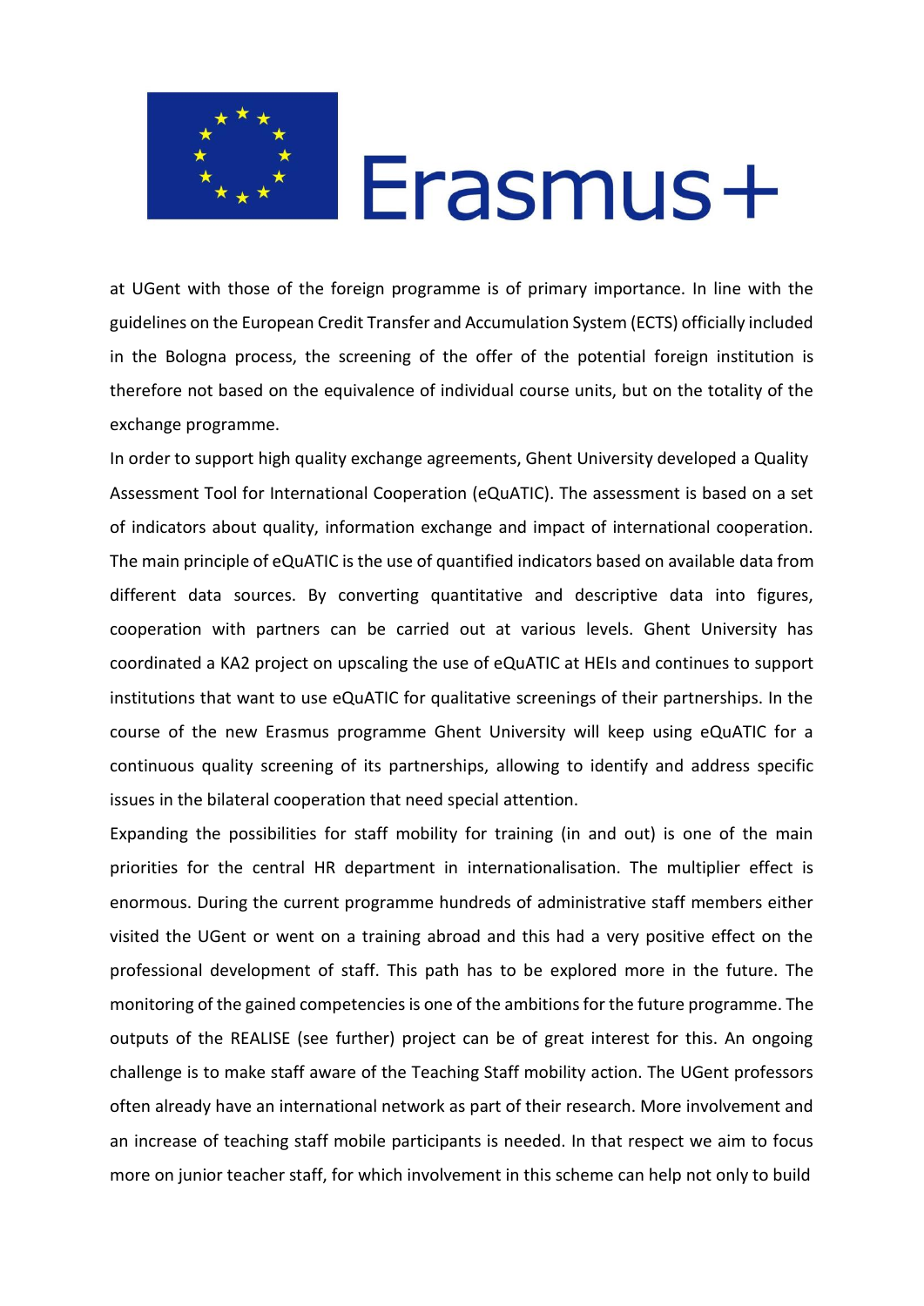at UGent with those of the foreign programme is of primary importance. In line with the guidelines on the European Credit Transfer and Accumulation System (ECTS) officially included in the Bologna process, the screening of the offer of the potential foreign institution is therefore not based on the equivalence of individual course units, but on the totality of the exchange programme.

In order to support high quality exchange agreements, Ghent University developed a Quality Assessment Tool for International Cooperation (eQuATIC). The assessment is based on a set of indicators about quality, information exchange and impact of international cooperation. The main principle of eQuATIC is the use of quantified indicators based on available data from different data sources. By converting quantitative and descriptive data into figures, cooperation with partners can be carried out at various levels. Ghent University has coordinated a KA2 project on upscaling the use of eQuATIC at HEIs and continues to support institutions that want to use eQuATIC for qualitative screenings of their partnerships. In the course of the new Erasmus programme Ghent University will keep using eQuATIC for a continuous quality screening of its partnerships, allowing to identify and address specific issues in the bilateral cooperation that need special attention.

Expanding the possibilities for staff mobility for training (in and out) is one of the main priorities for the central HR department in internationalisation. The multiplier effect is enormous. During the current programme hundreds of administrative staff members either visited the UGent or went on a training abroad and this had a very positive effect on the professional development of staff. This path has to be explored more in the future. The monitoring of the gained competencies is one of the ambitions for the future programme. The outputs of the REALISE (see further) project can be of great interest for this. An ongoing challenge is to make staff aware of the Teaching Staff mobility action. The UGent professors often already have an international network as part of their research. More involvement and an increase of teaching staff mobile participants is needed. In that respect we aim to focus more on junior teacher staff, for which involvement in this scheme can help not only to build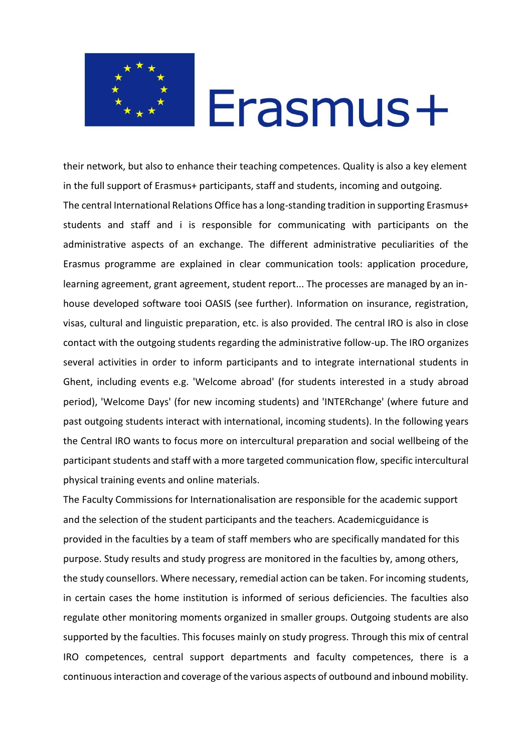their network, but also to enhance their teaching competences. Quality is also a key element in the full support of Erasmus+ participants, staff and students, incoming and outgoing.

The central International Relations Office has a long-standing tradition in supporting Erasmus+ students and staff and i is responsible for communicating with participants on the administrative aspects of an exchange. The different administrative peculiarities of the Erasmus programme are explained in clear communication tools: application procedure, learning agreement, grant agreement, student report... The processes are managed by an in-house developed software tooi OASIS (see further). Information on insurance, registration, visas, cultural and linguistic preparation, etc. is also provided. The central IRO is also in close contact with the outgoing students regarding the administrative follow-up. The IRO organizes several activities in order to inform participants and to integrate international students in Ghent, including events e.g. 'Welcome abroad' (for students interested in a study abroad period), 'Welcome Days' (for new incoming students) and 'INTERchange' (where future and past outgoing students interact with international, incoming students). In the following years the Central IRO wants to focus more on intercultural preparation and social wellbeing of the participant students and staff with a more targeted communication flow, specific intercultural physical training events and online materials.

The Faculty Commissions for Internationalisation are responsible for the academic support and the selection of the student participants and the teachers. Academicguidance is provided in the faculties by a team of staff members who are specifically mandated for this purpose. Study results and study progress are monitored in the faculties by, among others, the study counsellors. Where necessary, remedial action can be taken. For incoming students, in certain cases the home institution is informed of serious deficiencies. The faculties also regulate other monitoring moments organized in smaller groups. Outgoing students are also supported by the faculties. This focuses mainly on study progress. Through this mix of central IRO competences, central support departments and faculty competences, there is a continuous interaction and coverage of the various aspects of outbound and inbound mobility.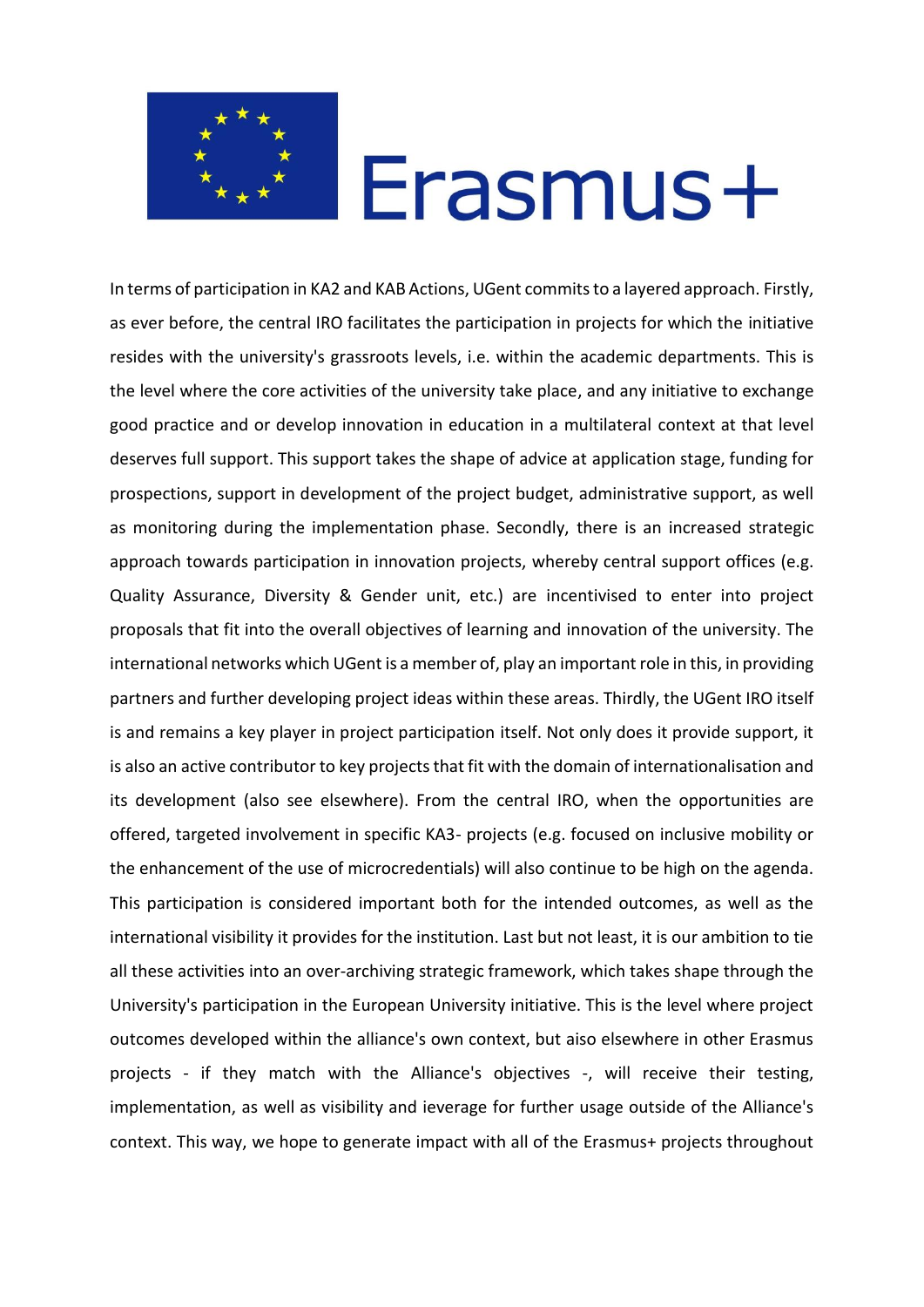In terms of participation in KA2 and KAB Actions, UGent commits to a layered approach. Firstly, as ever before, the central IRO facilitates the participation in projects for which the initiative resides with the university's grassroots levels, i.e. within the academic departments. This is the level where the core activities of the university take place, and any initiative to exchange good practice and or develop innovation in education in a multilateral context at that level deserves full support. This support takes the shape of advice at application stage, funding for prospections, support in development of the project budget, administrative support, as well as monitoring during the implementation phase. Secondly, there is an increased strategic approach towards participation in innovation projects, whereby central support offices (e.g. Quality Assurance, Diversity & Gender unit, etc.) are incentivised to enter into project proposals that fit into the overall objectives of learning and innovation of the university. The international networks which UGent is a member of, play an important role in this, in providing partners and further developing project ideas within these areas. Thirdly, the UGent IRO itself is and remains a key player in project participation itself. Not only does it provide support, it is also an active contributor to key projects that fit with the domain of internationalisation and its development (also see elsewhere). From the central IRO, when the opportunities are offered, targeted involvement in specific KA3- projects (e.g. focused on inclusive mobility or the enhancement of the use of microcredentials) will also continue to be high on the agenda. This participation is considered important both for the intended outcomes, as well as the international visibility it provides for the institution. Last but not least, it is our ambition to tie all these activities into an over-archiving strategic framework, which takes shape through the University's participation in the European University initiative. This is the level where project outcomes developed within the alliance's own context, but aiso elsewhere in other Erasmus projects - if they match with the Alliance's objectives -, will receive their testing, implementation, as well as visibility and ieverage for further usage outside of the Alliance's context. This way, we hope to generate impact with all of the Erasmus+ projects throughout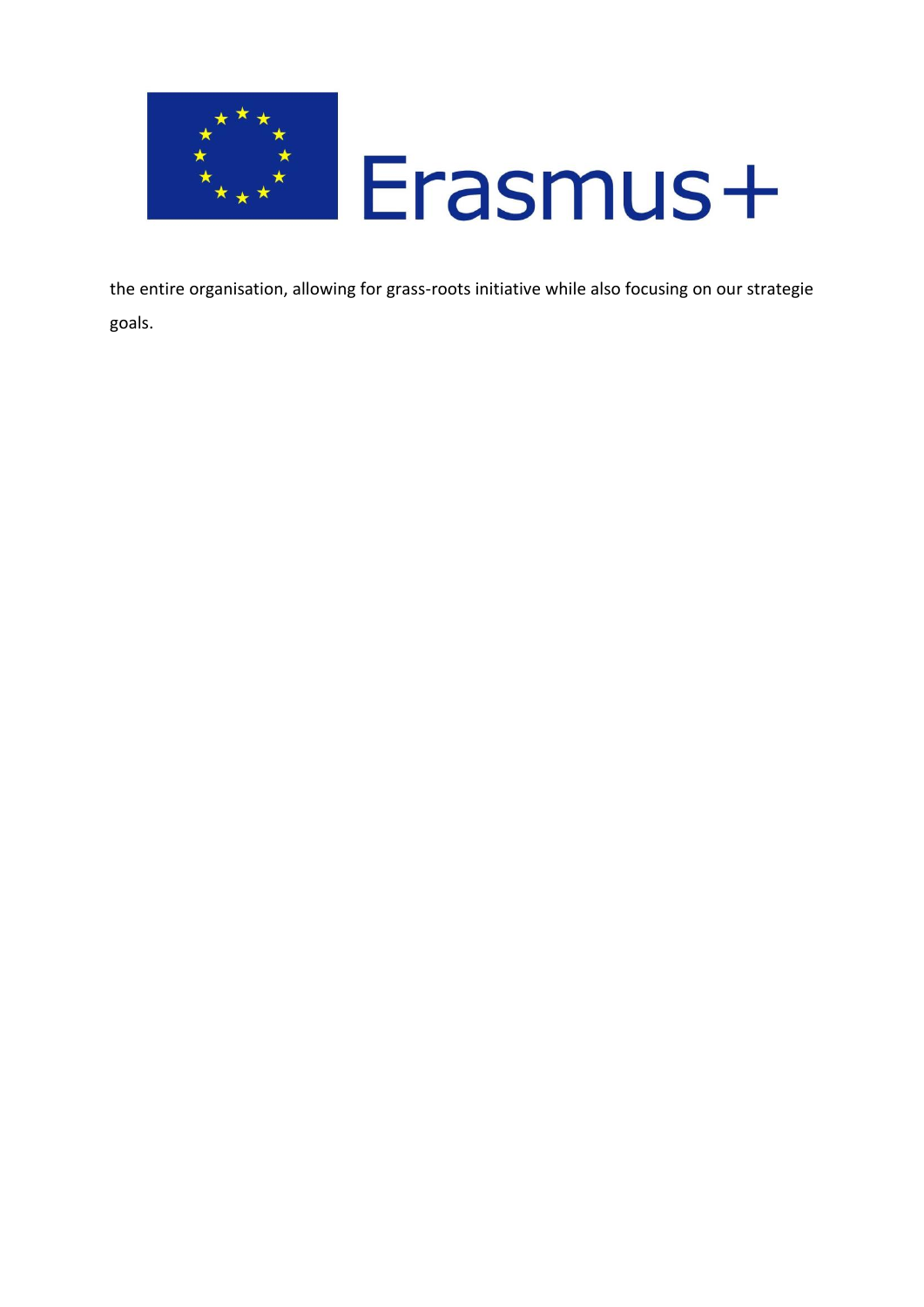the entire organisation, allowing for grass-roots initiative while also focusing on our strategie goals.